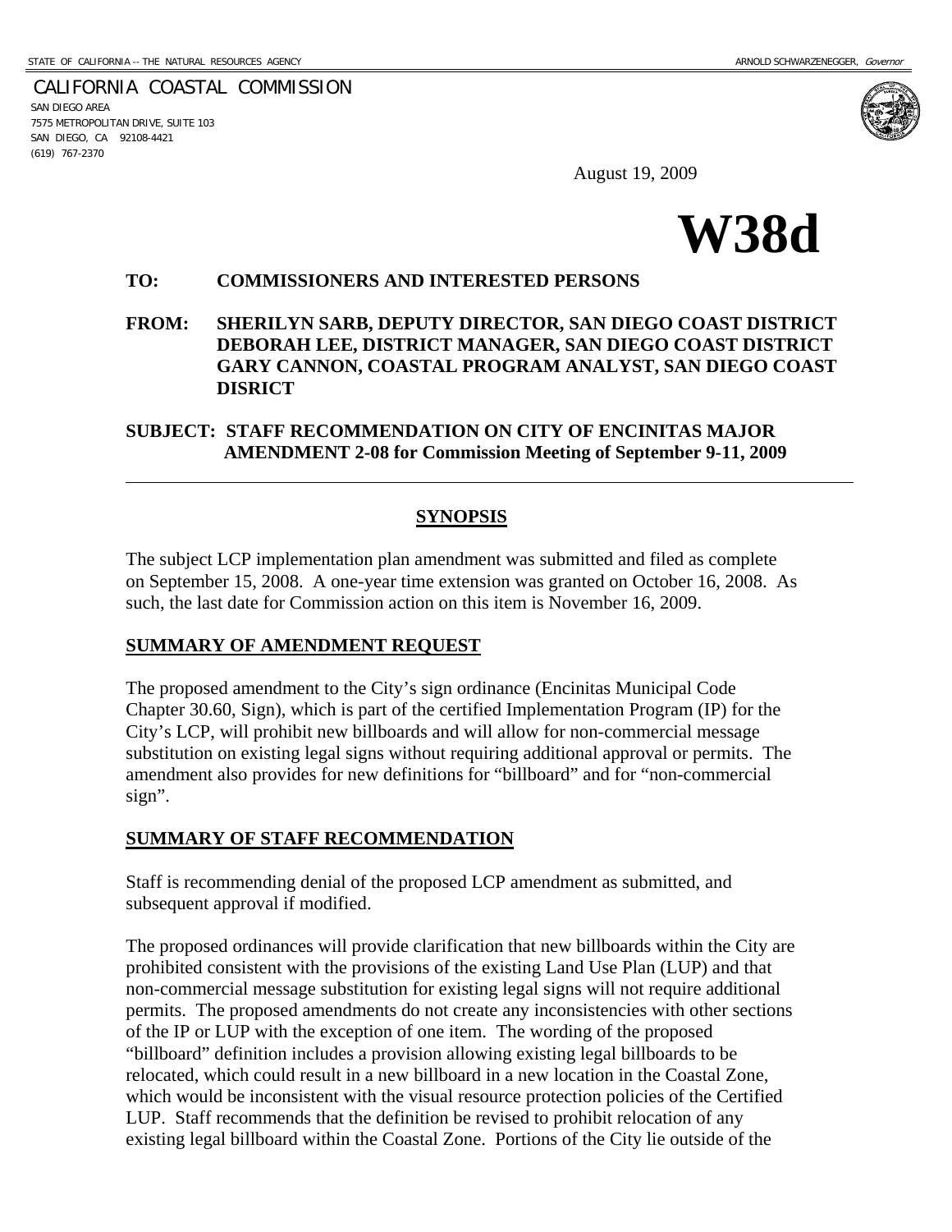STATE OF CALIFORNIA -- THE NATURAL RESOURCES AGENCY ARNOLD SCHWARZENEGGER, *Governor*

CALIFORNIA COASTAL COMMISSION
SAN DIEGO AREA
7575 METROPOLITAN DRIVE, SUITE 103
SAN DIEGO, CA 92108-4421
(619) 767-2370

August 19, 2009

# W38d

**TO: COMMISSIONERS AND INTERESTED PERSONS**

**FROM: SHERILYN SARB, DEPUTY DIRECTOR, SAN DIEGO COAST DISTRICT**
**DEBORAH LEE, DISTRICT MANAGER, SAN DIEGO COAST DISTRICT**
**GARY CANNON, COASTAL PROGRAM ANALYST, SAN DIEGO COAST DISRICT**

**SUBJECT: STAFF RECOMMENDATION ON CITY OF ENCINITAS MAJOR AMENDMENT 2-08 for Commission Meeting of September 9-11, 2009**

---

## SYNOPSIS

The subject LCP implementation plan amendment was submitted and filed as complete on September 15, 2008. A one-year time extension was granted on October 16, 2008. As such, the last date for Commission action on this item is November 16, 2009.

### SUMMARY OF AMENDMENT REQUEST

The proposed amendment to the City's sign ordinance (Encinitas Municipal Code Chapter 30.60, Sign), which is part of the certified Implementation Program (IP) for the City's LCP, will prohibit new billboards and will allow for non-commercial message substitution on existing legal signs without requiring additional approval or permits. The amendment also provides for new definitions for "billboard" and for "non-commercial sign".

### SUMMARY OF STAFF RECOMMENDATION

Staff is recommending denial of the proposed LCP amendment as submitted, and subsequent approval if modified.

The proposed ordinances will provide clarification that new billboards within the City are prohibited consistent with the provisions of the existing Land Use Plan (LUP) and that non-commercial message substitution for existing legal signs will not require additional permits. The proposed amendments do not create any inconsistencies with other sections of the IP or LUP with the exception of one item. The wording of the proposed "billboard" definition includes a provision allowing existing legal billboards to be relocated, which could result in a new billboard in a new location in the Coastal Zone, which would be inconsistent with the visual resource protection policies of the Certified LUP. Staff recommends that the definition be revised to prohibit relocation of any existing legal billboard within the Coastal Zone. Portions of the City lie outside of the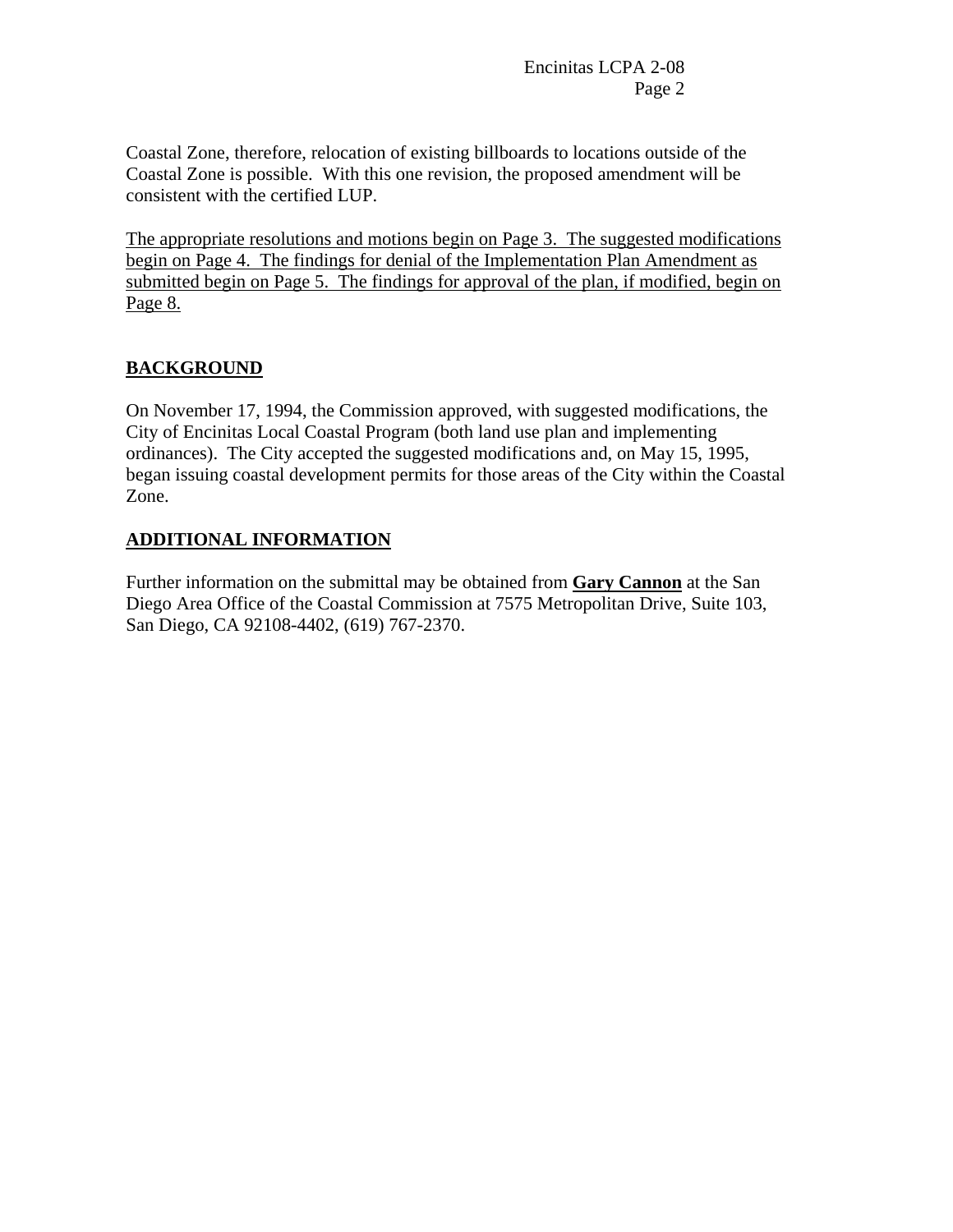Coastal Zone, therefore, relocation of existing billboards to locations outside of the Coastal Zone is possible. With this one revision, the proposed amendment will be consistent with the certified LUP.

<u>The appropriate resolutions and motions begin on Page 3. The suggested modifications begin on Page 4. The findings for denial of the Implementation Plan Amendment as submitted begin on Page 5. The findings for approval of the plan, if modified, begin on Page 8.</u>

## BACKGROUND

On November 17, 1994, the Commission approved, with suggested modifications, the City of Encinitas Local Coastal Program (both land use plan and implementing ordinances). The City accepted the suggested modifications and, on May 15, 1995, began issuing coastal development permits for those areas of the City within the Coastal Zone.

## ADDITIONAL INFORMATION

Further information on the submittal may be obtained from **Gary Cannon** at the San Diego Area Office of the Coastal Commission at 7575 Metropolitan Drive, Suite 103, San Diego, CA 92108-4402, (619) 767-2370.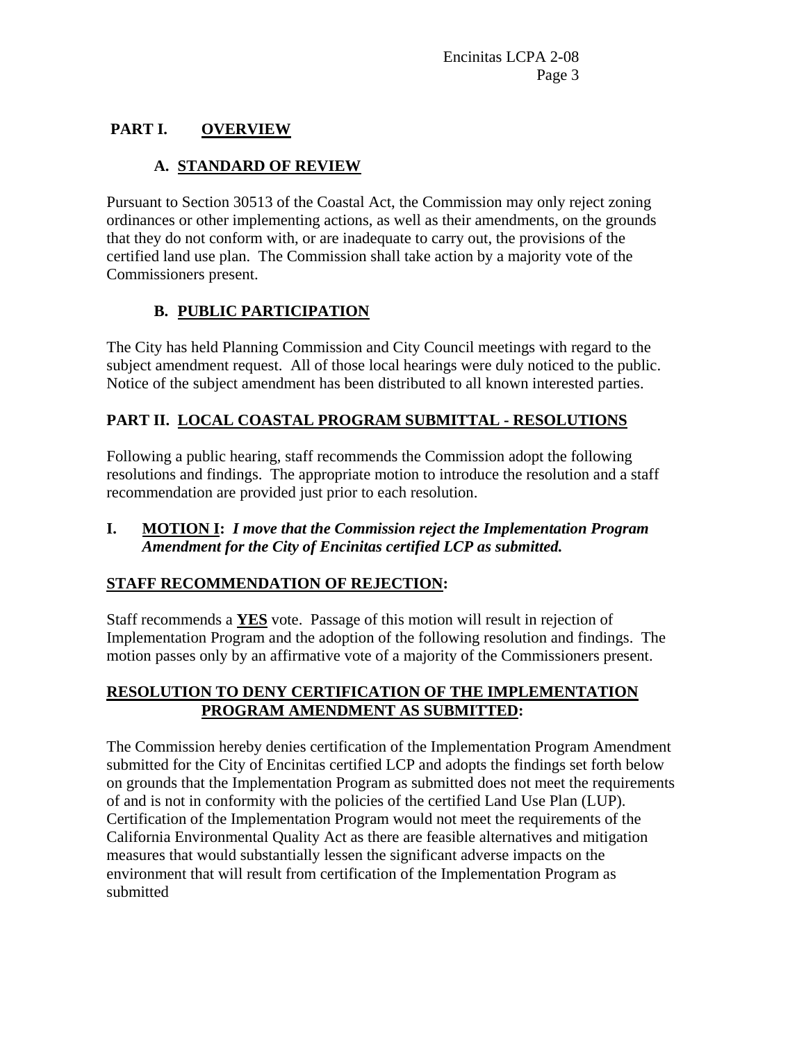## PART I. OVERVIEW

### A. STANDARD OF REVIEW

Pursuant to Section 30513 of the Coastal Act, the Commission may only reject zoning ordinances or other implementing actions, as well as their amendments, on the grounds that they do not conform with, or are inadequate to carry out, the provisions of the certified land use plan. The Commission shall take action by a majority vote of the Commissioners present.

### B. PUBLIC PARTICIPATION

The City has held Planning Commission and City Council meetings with regard to the subject amendment request. All of those local hearings were duly noticed to the public. Notice of the subject amendment has been distributed to all known interested parties.

## PART II. LOCAL COASTAL PROGRAM SUBMITTAL - RESOLUTIONS

Following a public hearing, staff recommends the Commission adopt the following resolutions and findings. The appropriate motion to introduce the resolution and a staff recommendation are provided just prior to each resolution.

**I. MOTION I:** ***I move that the Commission reject the Implementation Program Amendment for the City of Encinitas certified LCP as submitted.***

**STAFF RECOMMENDATION OF REJECTION:**

Staff recommends a **YES** vote. Passage of this motion will result in rejection of Implementation Program and the adoption of the following resolution and findings. The motion passes only by an affirmative vote of a majority of the Commissioners present.

**RESOLUTION TO DENY CERTIFICATION OF THE IMPLEMENTATION PROGRAM AMENDMENT AS SUBMITTED:**

The Commission hereby denies certification of the Implementation Program Amendment submitted for the City of Encinitas certified LCP and adopts the findings set forth below on grounds that the Implementation Program as submitted does not meet the requirements of and is not in conformity with the policies of the certified Land Use Plan (LUP). Certification of the Implementation Program would not meet the requirements of the California Environmental Quality Act as there are feasible alternatives and mitigation measures that would substantially lessen the significant adverse impacts on the environment that will result from certification of the Implementation Program as submitted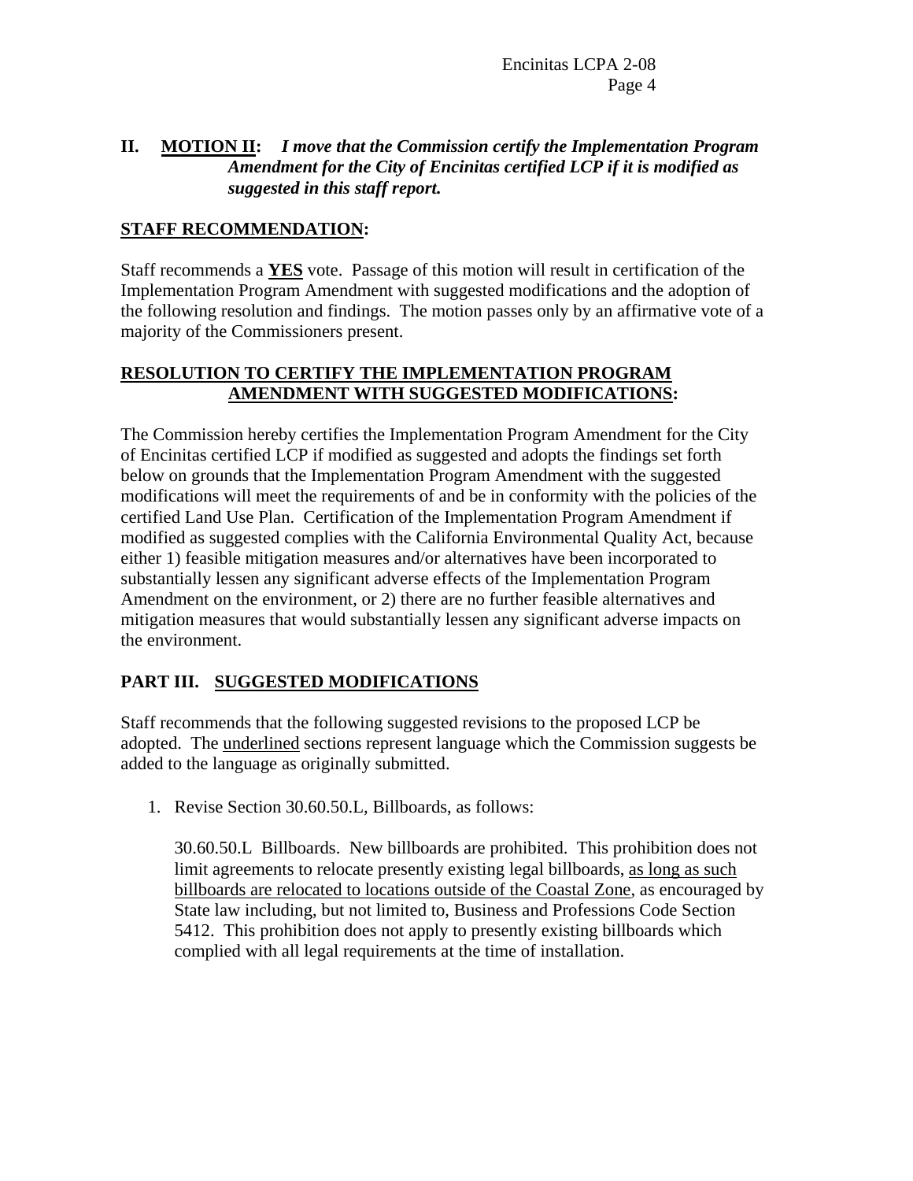**II. MOTION II:** ***I move that the Commission certify the Implementation Program Amendment for the City of Encinitas certified LCP if it is modified as suggested in this staff report.***

**STAFF RECOMMENDATION:**

Staff recommends a **YES** vote. Passage of this motion will result in certification of the Implementation Program Amendment with suggested modifications and the adoption of the following resolution and findings. The motion passes only by an affirmative vote of a majority of the Commissioners present.

**RESOLUTION TO CERTIFY THE IMPLEMENTATION PROGRAM AMENDMENT WITH SUGGESTED MODIFICATIONS:**

The Commission hereby certifies the Implementation Program Amendment for the City of Encinitas certified LCP if modified as suggested and adopts the findings set forth below on grounds that the Implementation Program Amendment with the suggested modifications will meet the requirements of and be in conformity with the policies of the certified Land Use Plan. Certification of the Implementation Program Amendment if modified as suggested complies with the California Environmental Quality Act, because either 1) feasible mitigation measures and/or alternatives have been incorporated to substantially lessen any significant adverse effects of the Implementation Program Amendment on the environment, or 2) there are no further feasible alternatives and mitigation measures that would substantially lessen any significant adverse impacts on the environment.

## PART III. SUGGESTED MODIFICATIONS

Staff recommends that the following suggested revisions to the proposed LCP be adopted. The underlined sections represent language which the Commission suggests be added to the language as originally submitted.

1. Revise Section 30.60.50.L, Billboards, as follows:

   30.60.50.L Billboards. New billboards are prohibited. This prohibition does not limit agreements to relocate presently existing legal billboards, as long as such billboards are relocated to locations outside of the Coastal Zone, as encouraged by State law including, but not limited to, Business and Professions Code Section 5412. This prohibition does not apply to presently existing billboards which complied with all legal requirements at the time of installation.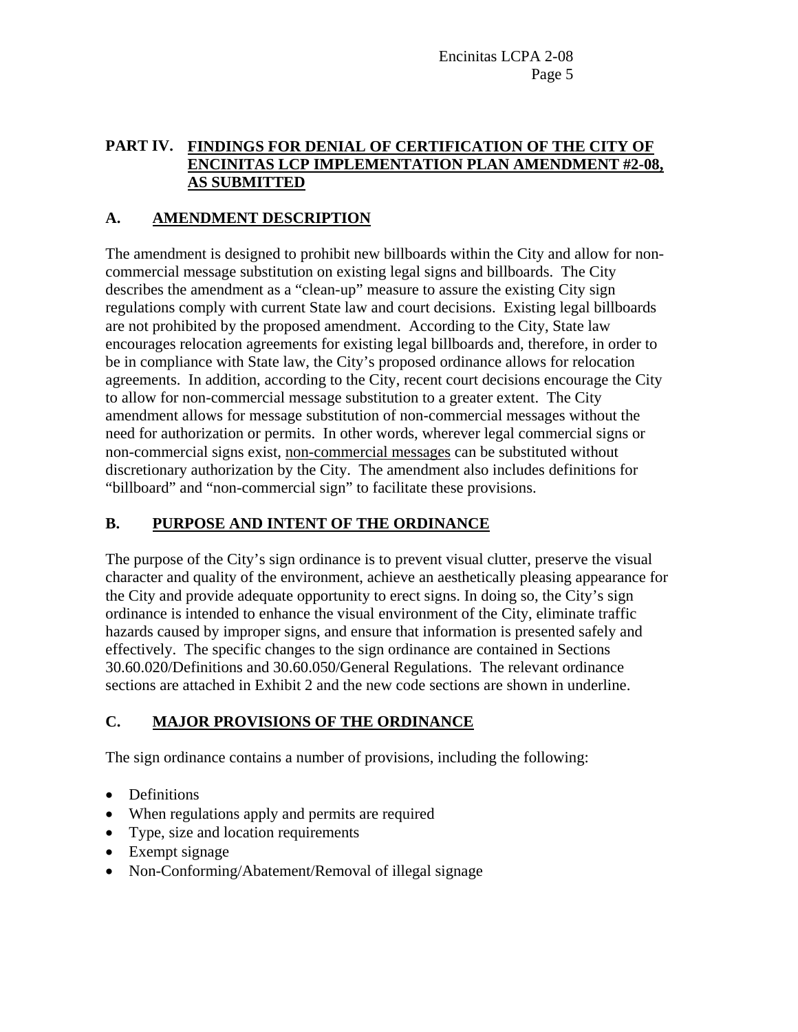## PART IV. FINDINGS FOR DENIAL OF CERTIFICATION OF THE CITY OF ENCINITAS LCP IMPLEMENTATION PLAN AMENDMENT #2-08, AS SUBMITTED

### A. AMENDMENT DESCRIPTION

The amendment is designed to prohibit new billboards within the City and allow for non-commercial message substitution on existing legal signs and billboards. The City describes the amendment as a "clean-up" measure to assure the existing City sign regulations comply with current State law and court decisions. Existing legal billboards are not prohibited by the proposed amendment. According to the City, State law encourages relocation agreements for existing legal billboards and, therefore, in order to be in compliance with State law, the City's proposed ordinance allows for relocation agreements. In addition, according to the City, recent court decisions encourage the City to allow for non-commercial message substitution to a greater extent. The City amendment allows for message substitution of non-commercial messages without the need for authorization or permits. In other words, wherever legal commercial signs or non-commercial signs exist, <u>non-commercial messages</u> can be substituted without discretionary authorization by the City. The amendment also includes definitions for "billboard" and "non-commercial sign" to facilitate these provisions.

### B. PURPOSE AND INTENT OF THE ORDINANCE

The purpose of the City's sign ordinance is to prevent visual clutter, preserve the visual character and quality of the environment, achieve an aesthetically pleasing appearance for the City and provide adequate opportunity to erect signs. In doing so, the City's sign ordinance is intended to enhance the visual environment of the City, eliminate traffic hazards caused by improper signs, and ensure that information is presented safely and effectively. The specific changes to the sign ordinance are contained in Sections 30.60.020/Definitions and 30.60.050/General Regulations. The relevant ordinance sections are attached in Exhibit 2 and the new code sections are shown in underline.

### C. MAJOR PROVISIONS OF THE ORDINANCE

The sign ordinance contains a number of provisions, including the following:

- Definitions
- When regulations apply and permits are required
- Type, size and location requirements
- Exempt signage
- Non-Conforming/Abatement/Removal of illegal signage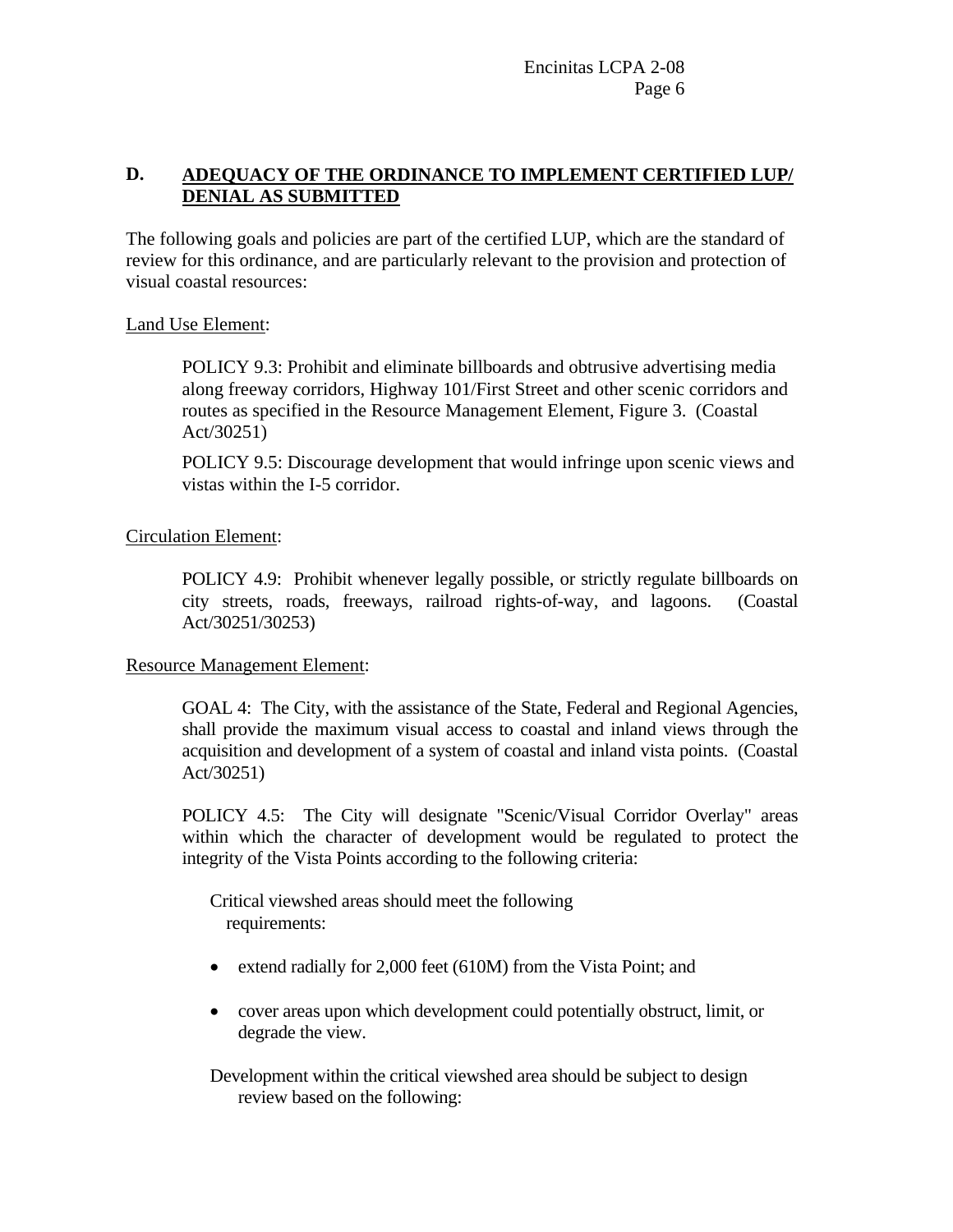## D. ADEQUACY OF THE ORDINANCE TO IMPLEMENT CERTIFIED LUP/ DENIAL AS SUBMITTED

The following goals and policies are part of the certified LUP, which are the standard of review for this ordinance, and are particularly relevant to the provision and protection of visual coastal resources:

Land Use Element:

> POLICY 9.3: Prohibit and eliminate billboards and obtrusive advertising media along freeway corridors, Highway 101/First Street and other scenic corridors and routes as specified in the Resource Management Element, Figure 3. (Coastal Act/30251)
>
> POLICY 9.5: Discourage development that would infringe upon scenic views and vistas within the I-5 corridor.

Circulation Element:

> POLICY 4.9: Prohibit whenever legally possible, or strictly regulate billboards on city streets, roads, freeways, railroad rights-of-way, and lagoons. (Coastal Act/30251/30253)

Resource Management Element:

> GOAL 4: The City, with the assistance of the State, Federal and Regional Agencies, shall provide the maximum visual access to coastal and inland views through the acquisition and development of a system of coastal and inland vista points. (Coastal Act/30251)
>
> POLICY 4.5: The City will designate "Scenic/Visual Corridor Overlay" areas within which the character of development would be regulated to protect the integrity of the Vista Points according to the following criteria:
>
> Critical viewshed areas should meet the following requirements:
>
> - extend radially for 2,000 feet (610M) from the Vista Point; and
> - cover areas upon which development could potentially obstruct, limit, or degrade the view.
>
> Development within the critical viewshed area should be subject to design review based on the following: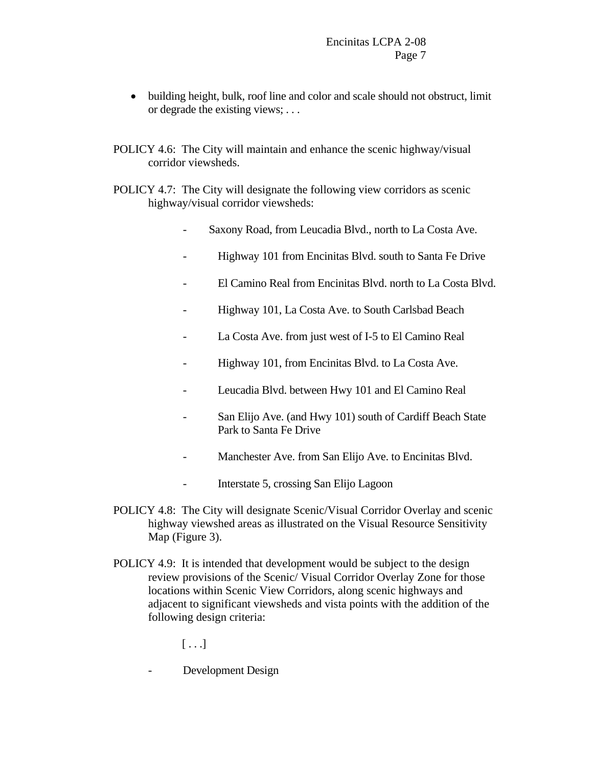- building height, bulk, roof line and color and scale should not obstruct, limit or degrade the existing views; . . .

POLICY 4.6: The City will maintain and enhance the scenic highway/visual corridor viewsheds.

POLICY 4.7: The City will designate the following view corridors as scenic highway/visual corridor viewsheds:

- Saxony Road, from Leucadia Blvd., north to La Costa Ave.
- Highway 101 from Encinitas Blvd. south to Santa Fe Drive
- El Camino Real from Encinitas Blvd. north to La Costa Blvd.
- Highway 101, La Costa Ave. to South Carlsbad Beach
- La Costa Ave. from just west of I-5 to El Camino Real
- Highway 101, from Encinitas Blvd. to La Costa Ave.
- Leucadia Blvd. between Hwy 101 and El Camino Real
- San Elijo Ave. (and Hwy 101) south of Cardiff Beach State Park to Santa Fe Drive
- Manchester Ave. from San Elijo Ave. to Encinitas Blvd.
- Interstate 5, crossing San Elijo Lagoon

POLICY 4.8: The City will designate Scenic/Visual Corridor Overlay and scenic highway viewshed areas as illustrated on the Visual Resource Sensitivity Map (Figure 3).

POLICY 4.9: It is intended that development would be subject to the design review provisions of the Scenic/ Visual Corridor Overlay Zone for those locations within Scenic View Corridors, along scenic highways and adjacent to significant viewsheds and vista points with the addition of the following design criteria:

[ . . .]

- Development Design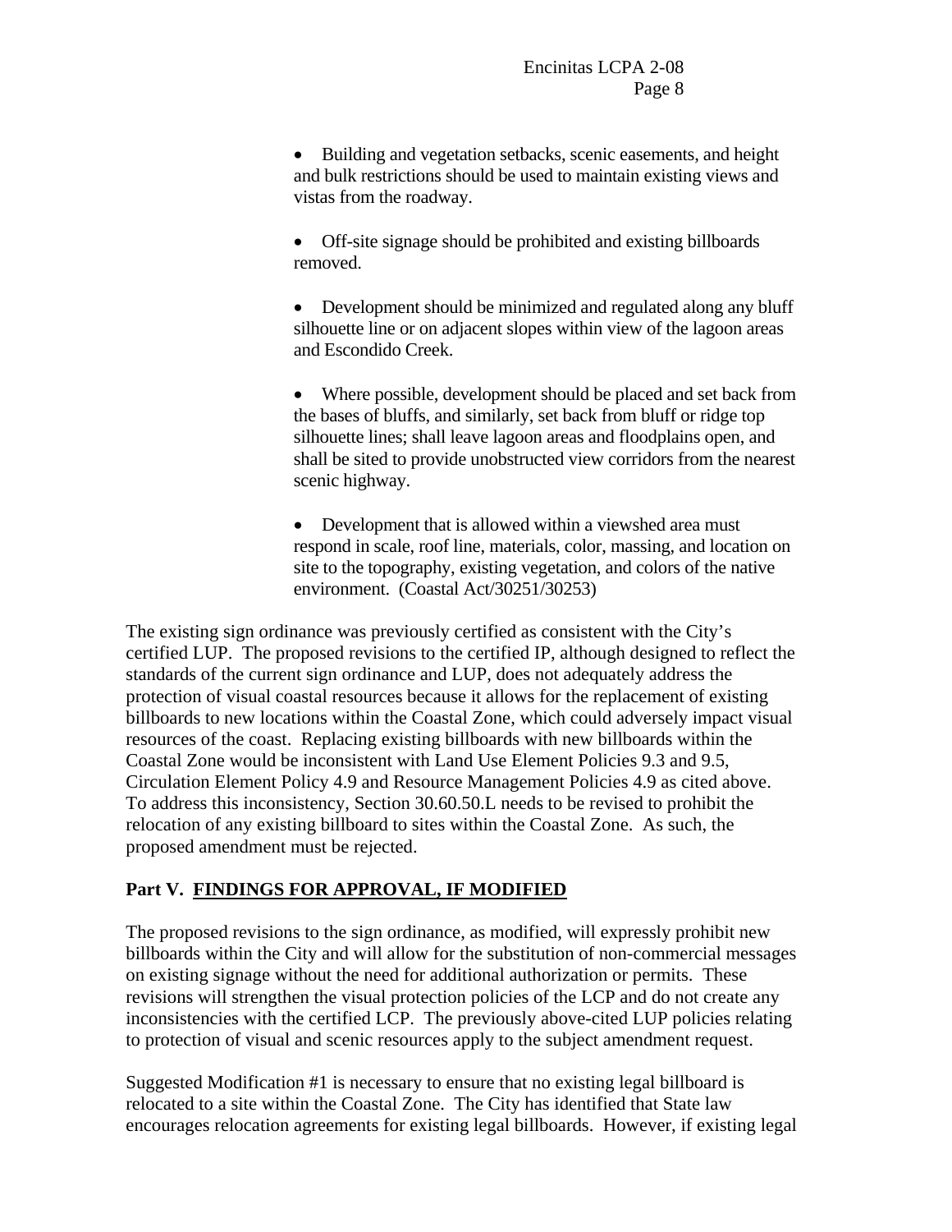- Building and vegetation setbacks, scenic easements, and height and bulk restrictions should be used to maintain existing views and vistas from the roadway.

- Off-site signage should be prohibited and existing billboards removed.

- Development should be minimized and regulated along any bluff silhouette line or on adjacent slopes within view of the lagoon areas and Escondido Creek.

- Where possible, development should be placed and set back from the bases of bluffs, and similarly, set back from bluff or ridge top silhouette lines; shall leave lagoon areas and floodplains open, and shall be sited to provide unobstructed view corridors from the nearest scenic highway.

- Development that is allowed within a viewshed area must respond in scale, roof line, materials, color, massing, and location on site to the topography, existing vegetation, and colors of the native environment. (Coastal Act/30251/30253)

The existing sign ordinance was previously certified as consistent with the City's certified LUP. The proposed revisions to the certified IP, although designed to reflect the standards of the current sign ordinance and LUP, does not adequately address the protection of visual coastal resources because it allows for the replacement of existing billboards to new locations within the Coastal Zone, which could adversely impact visual resources of the coast. Replacing existing billboards with new billboards within the Coastal Zone would be inconsistent with Land Use Element Policies 9.3 and 9.5, Circulation Element Policy 4.9 and Resource Management Policies 4.9 as cited above. To address this inconsistency, Section 30.60.50.L needs to be revised to prohibit the relocation of any existing billboard to sites within the Coastal Zone. As such, the proposed amendment must be rejected.

## Part V. FINDINGS FOR APPROVAL, IF MODIFIED

The proposed revisions to the sign ordinance, as modified, will expressly prohibit new billboards within the City and will allow for the substitution of non-commercial messages on existing signage without the need for additional authorization or permits. These revisions will strengthen the visual protection policies of the LCP and do not create any inconsistencies with the certified LCP. The previously above-cited LUP policies relating to protection of visual and scenic resources apply to the subject amendment request.

Suggested Modification #1 is necessary to ensure that no existing legal billboard is relocated to a site within the Coastal Zone. The City has identified that State law encourages relocation agreements for existing legal billboards. However, if existing legal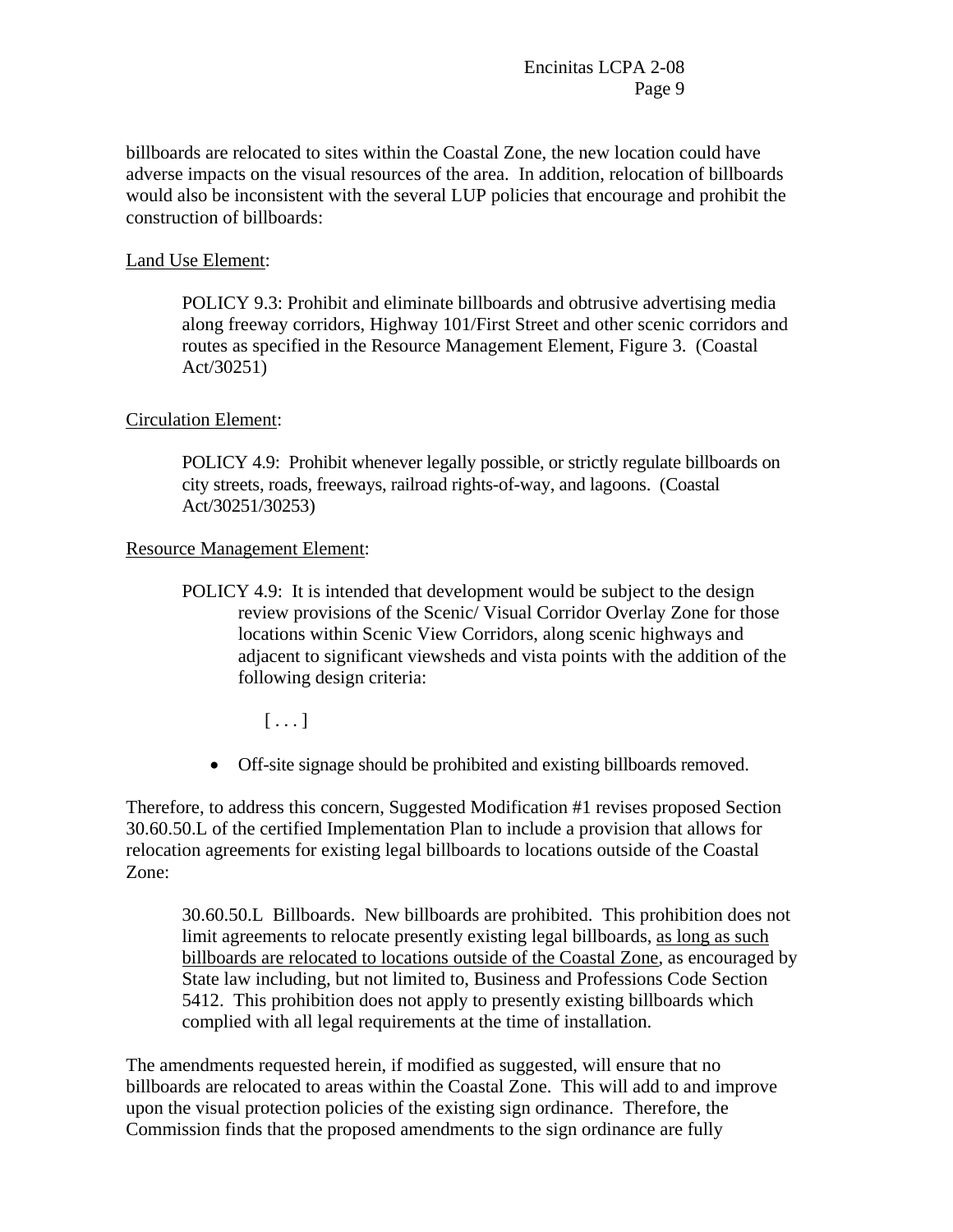billboards are relocated to sites within the Coastal Zone, the new location could have adverse impacts on the visual resources of the area. In addition, relocation of billboards would also be inconsistent with the several LUP policies that encourage and prohibit the construction of billboards:

<u>Land Use Element</u>:

> POLICY 9.3: Prohibit and eliminate billboards and obtrusive advertising media along freeway corridors, Highway 101/First Street and other scenic corridors and routes as specified in the Resource Management Element, Figure 3. (Coastal Act/30251)

<u>Circulation Element</u>:

> POLICY 4.9: Prohibit whenever legally possible, or strictly regulate billboards on city streets, roads, freeways, railroad rights-of-way, and lagoons. (Coastal Act/30251/30253)

<u>Resource Management Element</u>:

> POLICY 4.9: It is intended that development would be subject to the design review provisions of the Scenic/ Visual Corridor Overlay Zone for those locations within Scenic View Corridors, along scenic highways and adjacent to significant viewsheds and vista points with the addition of the following design criteria:
>
> [ . . . ]
>
> - Off-site signage should be prohibited and existing billboards removed.

Therefore, to address this concern, Suggested Modification #1 revises proposed Section 30.60.50.L of the certified Implementation Plan to include a provision that allows for relocation agreements for existing legal billboards to locations outside of the Coastal Zone:

> 30.60.50.L Billboards. New billboards are prohibited. This prohibition does not limit agreements to relocate presently existing legal billboards, <u>as long as such billboards are relocated to locations outside of the Coastal Zone</u>, as encouraged by State law including, but not limited to, Business and Professions Code Section 5412. This prohibition does not apply to presently existing billboards which complied with all legal requirements at the time of installation.

The amendments requested herein, if modified as suggested, will ensure that no billboards are relocated to areas within the Coastal Zone. This will add to and improve upon the visual protection policies of the existing sign ordinance. Therefore, the Commission finds that the proposed amendments to the sign ordinance are fully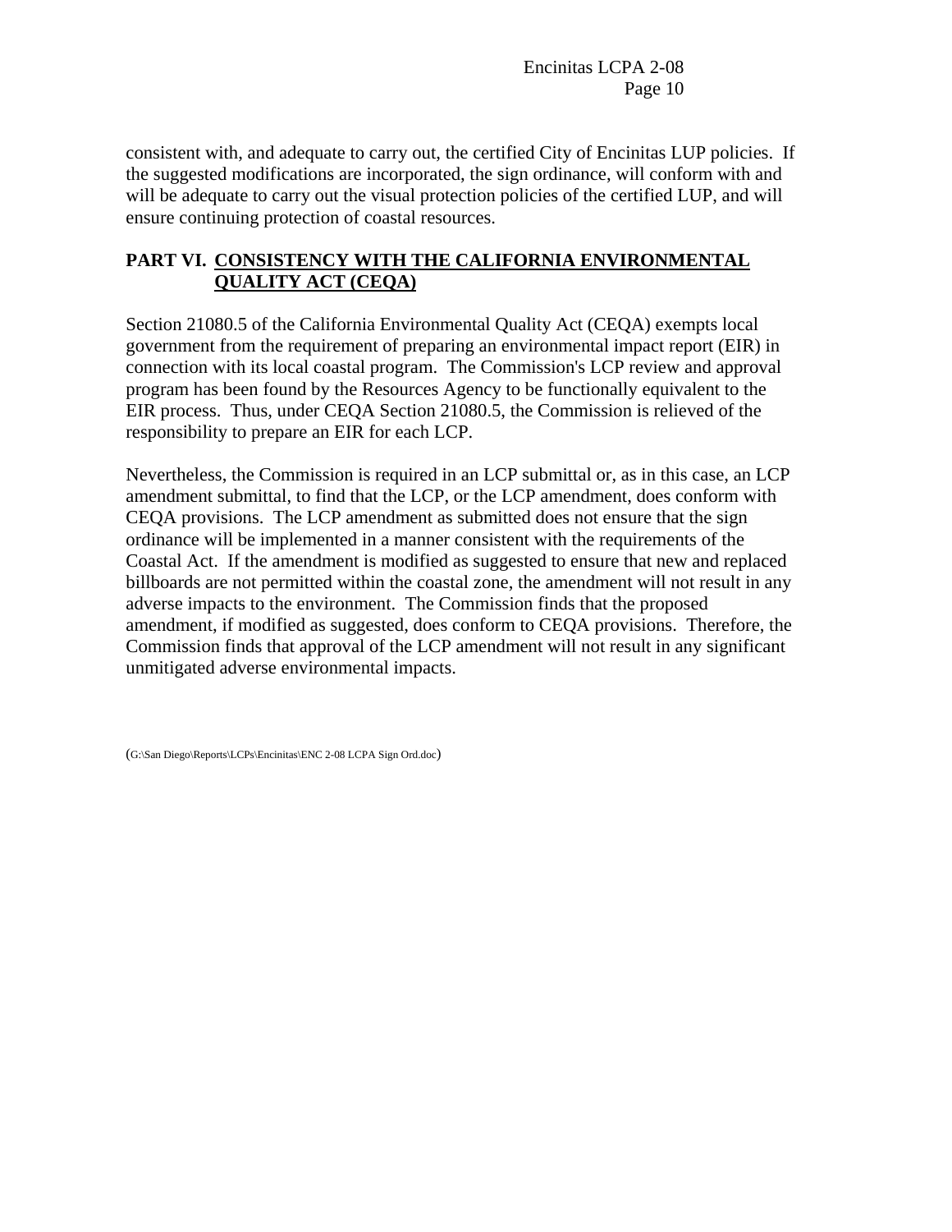consistent with, and adequate to carry out, the certified City of Encinitas LUP policies. If the suggested modifications are incorporated, the sign ordinance, will conform with and will be adequate to carry out the visual protection policies of the certified LUP, and will ensure continuing protection of coastal resources.

## PART VI. CONSISTENCY WITH THE CALIFORNIA ENVIRONMENTAL QUALITY ACT (CEQA)

Section 21080.5 of the California Environmental Quality Act (CEQA) exempts local government from the requirement of preparing an environmental impact report (EIR) in connection with its local coastal program. The Commission's LCP review and approval program has been found by the Resources Agency to be functionally equivalent to the EIR process. Thus, under CEQA Section 21080.5, the Commission is relieved of the responsibility to prepare an EIR for each LCP.

Nevertheless, the Commission is required in an LCP submittal or, as in this case, an LCP amendment submittal, to find that the LCP, or the LCP amendment, does conform with CEQA provisions. The LCP amendment as submitted does not ensure that the sign ordinance will be implemented in a manner consistent with the requirements of the Coastal Act. If the amendment is modified as suggested to ensure that new and replaced billboards are not permitted within the coastal zone, the amendment will not result in any adverse impacts to the environment. The Commission finds that the proposed amendment, if modified as suggested, does conform to CEQA provisions. Therefore, the Commission finds that approval of the LCP amendment will not result in any significant unmitigated adverse environmental impacts.

(G:\San Diego\Reports\LCPs\Encinitas\ENC 2-08 LCPA Sign Ord.doc)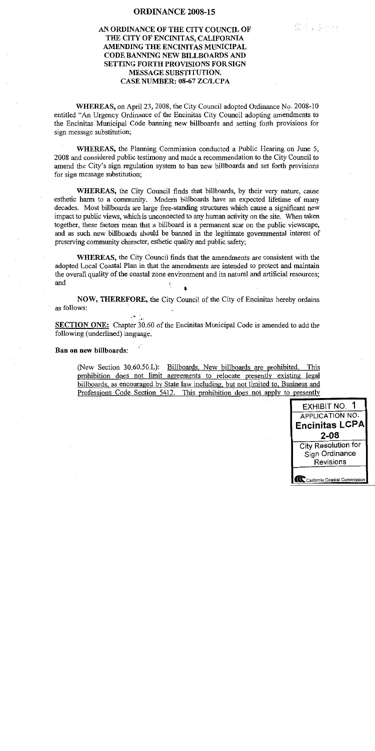# ORDINANCE 2008-15

## AN ORDINANCE OF THE CITY COUNCIL OF THE CITY OF ENCINITAS, CALIFORNIA AMENDING THE ENCINITAS MUNICIPAL CODE BANNING NEW BILLBOARDS AND SETTING FORTH PROVISIONS FOR SIGN MESSAGE SUBSTITUTION. CASE NUMBER: 08-67 ZC/LCPA

**WHEREAS,** on April 23, 2008, the City Council adopted Ordinance No. 2008-10 entitled "An Urgency Ordinance of the Encinitas City Council adopting amendments to the Encinitas Municipal Code banning new billboards and setting forth provisions for sign message substitution;

**WHEREAS,** the Planning Commission conducted a Public Hearing on June 5, 2008 and considered public testimony and made a recommendation to the City Council to amend the City's sign regulation system to ban new billboards and set forth provisions for sign message substitution;

**WHEREAS,** the City Council finds that billboards, by their very nature, cause esthetic harm to a community. Modern billboards have an expected lifetime of many decades. Most billboards are large free-standing structures which cause a significant new impact to public views, which is unconnected to any human activity on the site. When taken together, these factors mean that a billboard is a permanent scar on the public viewscape, and as such new billboards should be banned in the legitimate governmental interest of preserving community character, esthetic quality and public safety;

**WHEREAS,** the City Council finds that the amendments are consistent with the adopted Local Coastal Plan in that the amendments are intended to protect and maintain the overall quality of the coastal zone environment and its natural and artificial resources; and

**NOW, THEREFORE,** the City Council of the City of Encinitas hereby ordains as follows:

**SECTION ONE:** Chapter 30.60 of the Encinitas Municipal Code is amended to add the following (underlined) language.

**Ban on new billboards:**

> (New Section 30.60.50.L): Billboards. New billboards are prohibited. This prohibition does not limit agreements to relocate presently existing legal billboards, as encouraged by State law including, but not limited to, Business and Professions Code Section 5412. This prohibition does not apply to presently

EXHIBIT NO. 1
APPLICATION NO.
**Encinitas LCPA 2-08**
City Resolution for Sign Ordinance Revisions
California Coastal Commission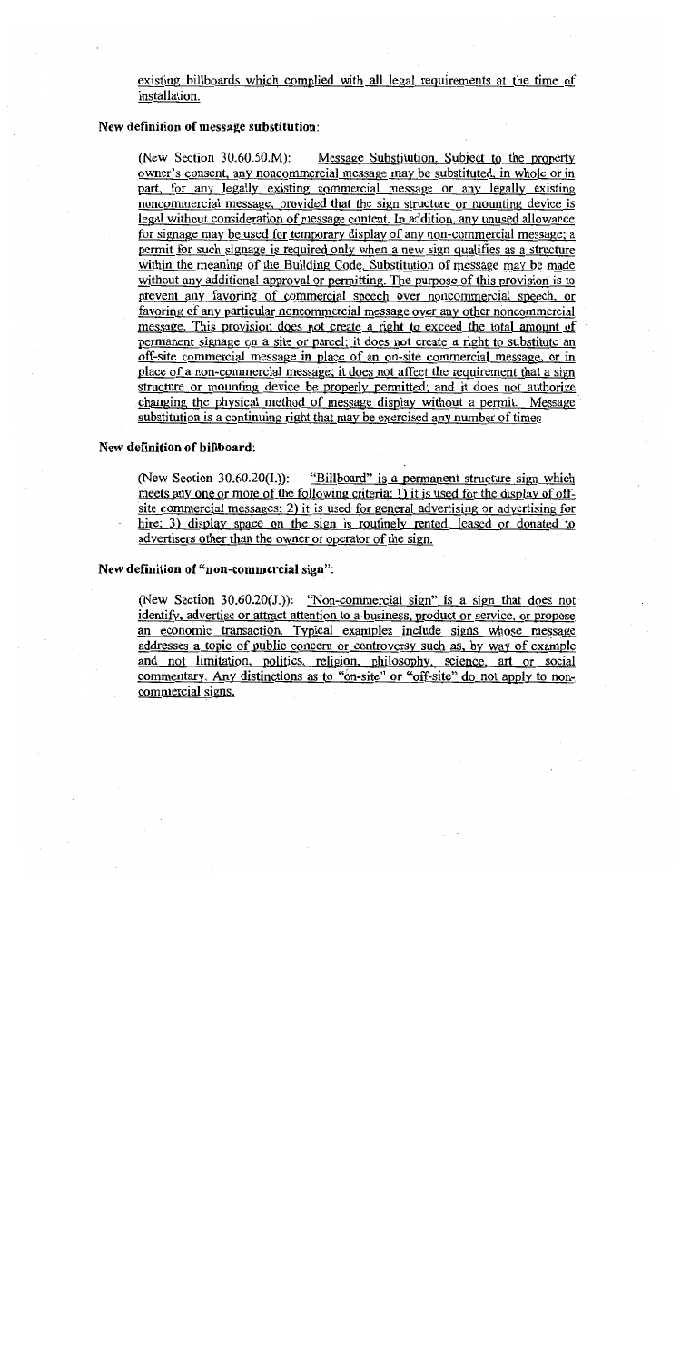existing billboards which complied with all legal requirements at the time of installation.

**New definition of message substitution:**

(New Section 30.60.50.M): Message Substitution. Subject to the property owner's consent, any noncommercial message may be substituted, in whole or in part, for any legally existing commercial message or any legally existing noncommercial message, provided that the sign structure or mounting device is legal without consideration of message content. In addition, any unused allowance for signage may be used for temporary display of any non-commercial message; a permit for such signage is required only when a new sign qualifies as a structure within the meaning of the Building Code. Substitution of message may be made without any additional approval or permitting. The purpose of this provision is to prevent any favoring of commercial speech over noncommercial speech, or favoring of any particular noncommercial message over any other noncommercial message. This provision does not create a right to exceed the total amount of permanent signage on a site or parcel; it does not create a right to substitute an off-site commercial message in place of an on-site commercial message, or in place of a non-commercial message; it does not affect the requirement that a sign structure or mounting device be properly permitted; and it does not authorize changing the physical method of message display without a permit. Message substitution is a continuing right that may be exercised any number of times

**New definition of billboard:**

(New Section 30.60.20(I.)): "Billboard" is a permanent structure sign which meets any one or more of the following criteria: 1) it is used for the display of off-site commercial messages; 2) it is used for general advertising or advertising for hire; 3) display space on the sign is routinely rented, leased or donated to advertisers other than the owner or operator of the sign.

**New definition of "non-commercial sign":**

(New Section 30.60.20(J.)): "Non-commercial sign" is a sign that does not identify, advertise or attract attention to a business, product or service, or propose an economic transaction. Typical examples include signs whose message addresses a topic of public concern or controversy such as, by way of example and not limitation, politics, religion, philosophy, science, art or social commentary. Any distinctions as to "on-site" or "off-site" do not apply to non-commercial signs.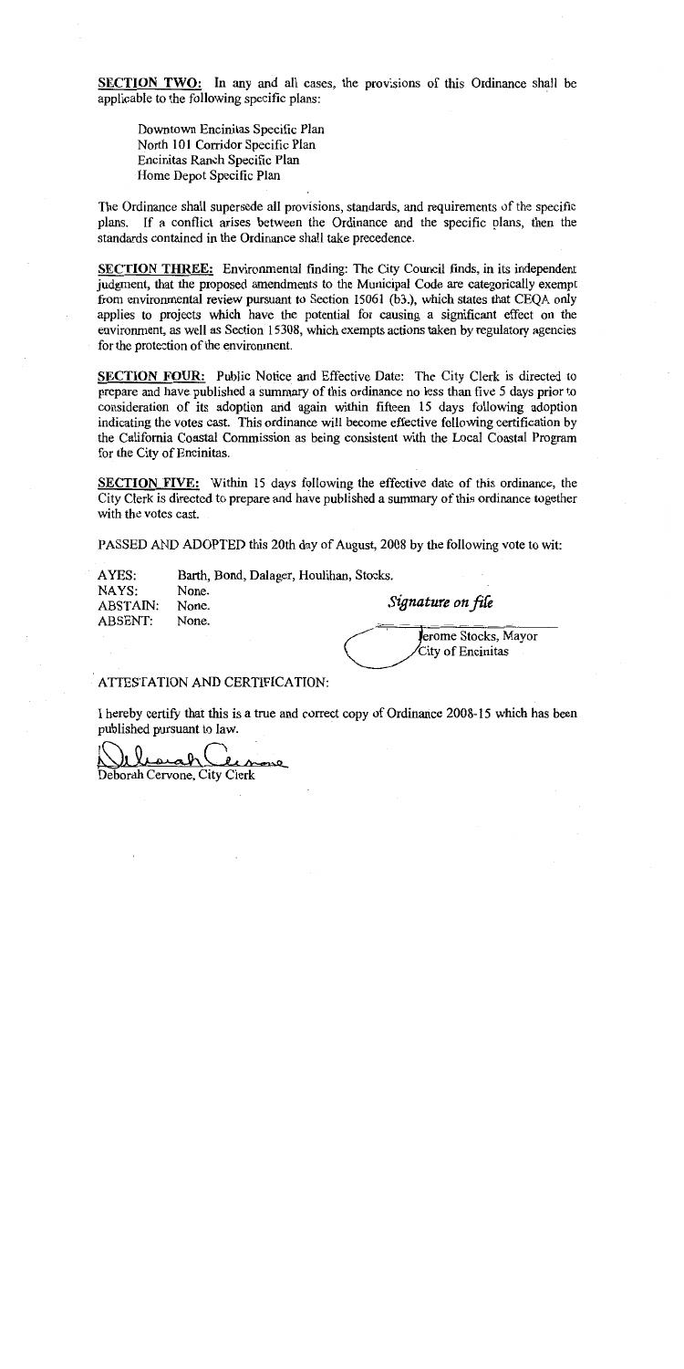**SECTION TWO:** In any and all cases, the provisions of this Ordinance shall be applicable to the following specific plans:

Downtown Encinitas Specific Plan
North 101 Corridor Specific Plan
Encinitas Ranch Specific Plan
Home Depot Specific Plan

The Ordinance shall supersede all provisions, standards, and requirements of the specific plans. If a conflict arises between the Ordinance and the specific plans, then the standards contained in the Ordinance shall take precedence.

**SECTION THREE:** Environmental finding: The City Council finds, in its independent judgment, that the proposed amendments to the Municipal Code are categorically exempt from environmental review pursuant to Section 15061 (b3.), which states that CEQA only applies to projects which have the potential for causing a significant effect on the environment, as well as Section 15308, which exempts actions taken by regulatory agencies for the protection of the environment.

**SECTION FOUR:** Public Notice and Effective Date: The City Clerk is directed to prepare and have published a summary of this ordinance no less than five 5 days prior to consideration of its adoption and again within fifteen 15 days following adoption indicating the votes cast. This ordinance will become effective following certification by the California Coastal Commission as being consistent with the Local Coastal Program for the City of Encinitas.

**SECTION FIVE:** Within 15 days following the effective date of this ordinance, the City Clerk is directed to prepare and have published a summary of this ordinance together with the votes cast.

PASSED AND ADOPTED this 20th day of August, 2008 by the following vote to wit:

AYES: Barth, Bond, Dalager, Houlihan, Stocks.
NAYS: None.
ABSTAIN: None.
ABSENT: None.

*Signature on file*

Jerome Stocks, Mayor
City of Encinitas

ATTESTATION AND CERTIFICATION:

I hereby certify that this is a true and correct copy of Ordinance 2008-15 which has been published pursuant to law.

Deborah Cervone, City Clerk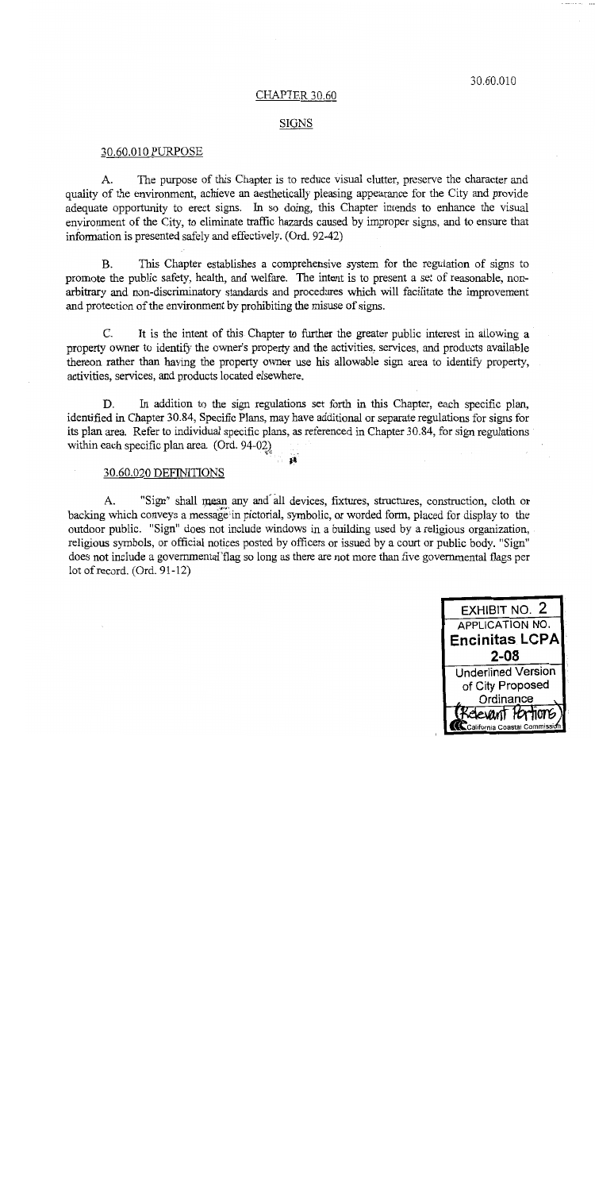## CHAPTER 30.60

## SIGNS

### 30.60.010 PURPOSE

A. The purpose of this Chapter is to reduce visual clutter, preserve the character and quality of the environment, achieve an aesthetically pleasing appearance for the City and provide adequate opportunity to erect signs. In so doing, this Chapter intends to enhance the visual environment of the City, to eliminate traffic hazards caused by improper signs, and to ensure that information is presented safely and effectively. (Ord. 92-42)

B. This Chapter establishes a comprehensive system for the regulation of signs to promote the public safety, health, and welfare. The intent is to present a set of reasonable, non-arbitrary and non-discriminatory standards and procedures which will facilitate the improvement and protection of the environment by prohibiting the misuse of signs.

C. It is the intent of this Chapter to further the greater public interest in allowing a property owner to identify the owner's property and the activities. services, and products available thereon rather than having the property owner use his allowable sign area to identify property, activities, services, and products located elsewhere.

D. In addition to the sign regulations set forth in this Chapter, each specific plan, identified in Chapter 30.84, Specific Plans, may have additional or separate regulations for signs for its plan area. Refer to individual specific plans, as referenced in Chapter 30.84, for sign regulations within each specific plan area. (Ord. 94-02)

### 30.60.020 DEFINITIONS

A. "Sign" shall mean any and all devices, fixtures, structures, construction, cloth or backing which conveys a message in pictorial, symbolic, or worded form, placed for display to the outdoor public. "Sign" does not include windows in a building used by a religious organization, religious symbols, or official notices posted by officers or issued by a court or public body. "Sign" does not include a governmental flag so long as there are not more than five governmental flags per lot of record. (Ord. 91-12)

EXHIBIT NO. 2
APPLICATION NO.
Encinitas LCPA 2-08
Underlined Version of City Proposed Ordinance
(Relevant Portions)
California Coastal Commission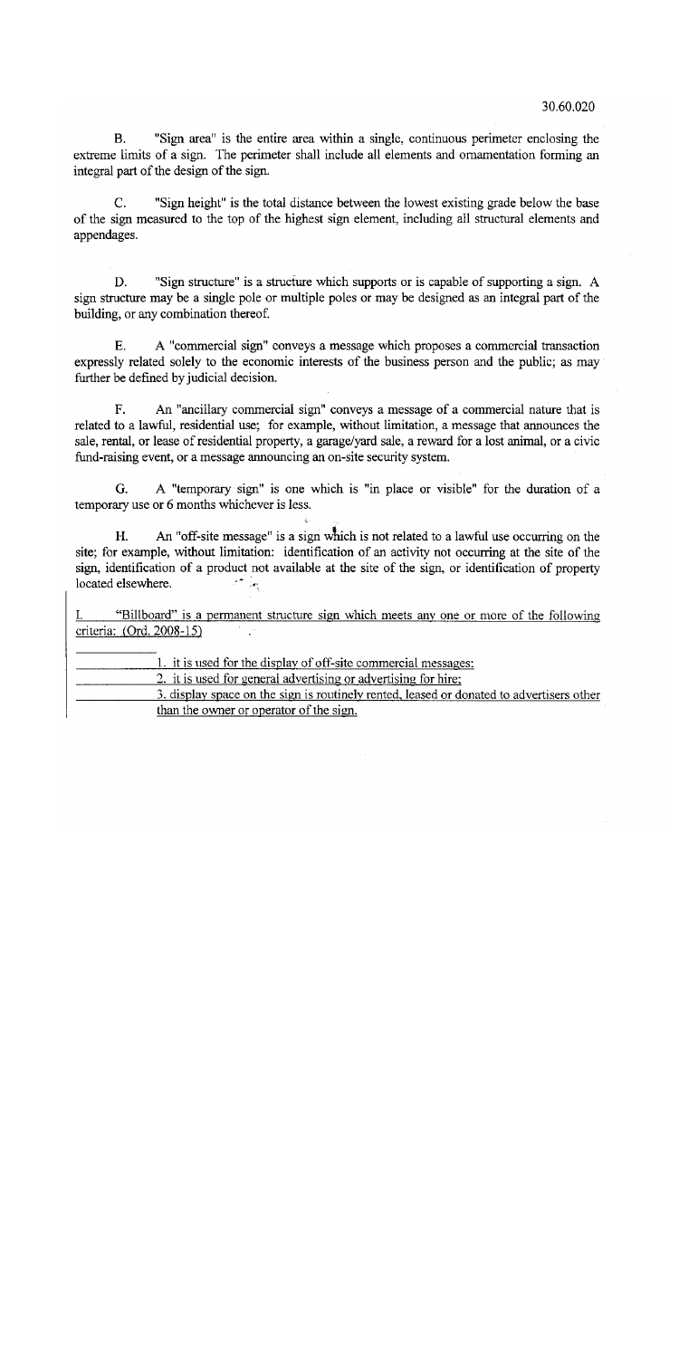B. "Sign area" is the entire area within a single, continuous perimeter enclosing the extreme limits of a sign. The perimeter shall include all elements and ornamentation forming an integral part of the design of the sign.

C. "Sign height" is the total distance between the lowest existing grade below the base of the sign measured to the top of the highest sign element, including all structural elements and appendages.

D. "Sign structure" is a structure which supports or is capable of supporting a sign. A sign structure may be a single pole or multiple poles or may be designed as an integral part of the building, or any combination thereof.

E. A "commercial sign" conveys a message which proposes a commercial transaction expressly related solely to the economic interests of the business person and the public; as may further be defined by judicial decision.

F. An "ancillary commercial sign" conveys a message of a commercial nature that is related to a lawful, residential use; for example, without limitation, a message that announces the sale, rental, or lease of residential property, a garage/yard sale, a reward for a lost animal, or a civic fund-raising event, or a message announcing an on-site security system.

G. A "temporary sign" is one which is "in place or visible" for the duration of a temporary use or 6 months whichever is less.

H. An "off-site message" is a sign which is not related to a lawful use occurring on the site; for example, without limitation: identification of an activity not occurring at the site of the sign, identification of a product not available at the site of the sign, or identification of property located elsewhere.

I. "Billboard" is a permanent structure sign which meets any one or more of the following criteria: (Ord. 2008-15)

1. it is used for the display of off-site commercial messages;
2. it is used for general advertising or advertising for hire;
3. display space on the sign is routinely rented, leased or donated to advertisers other than the owner or operator of the sign.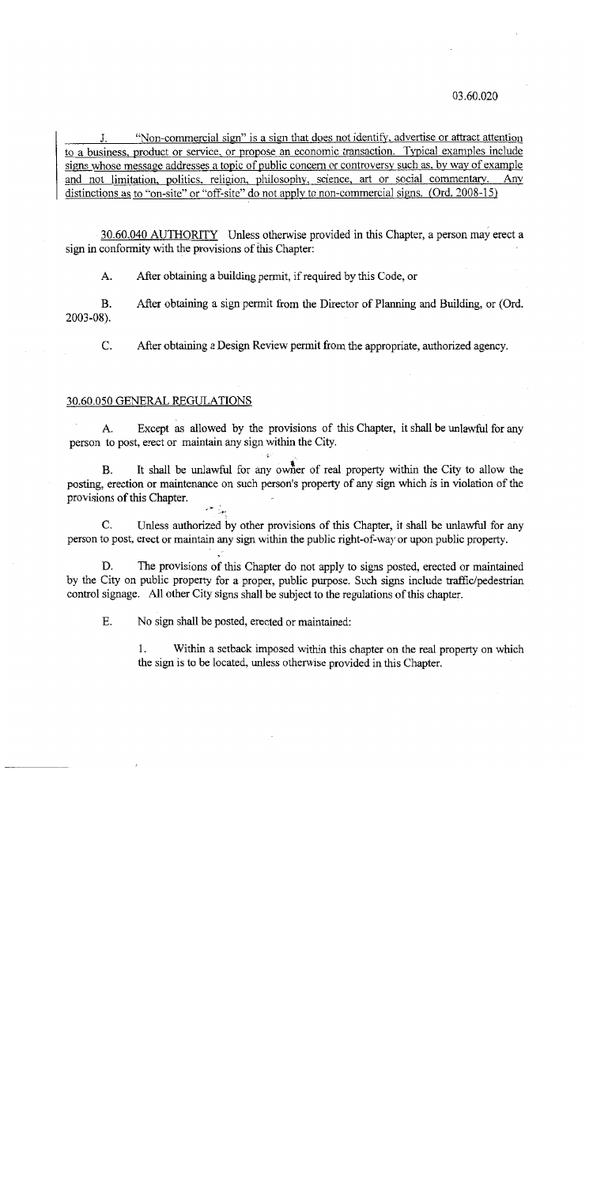J. "Non-commercial sign" is a sign that does not identify, advertise or attract attention to a business, product or service, or propose an economic transaction. Typical examples include signs whose message addresses a topic of public concern or controversy such as, by way of example and not limitation, politics, religion, philosophy, science, art or social commentary. Any distinctions as to "on-site" or "off-site" do not apply to non-commercial signs. (Ord. 2008-15)

30.60.040 AUTHORITY Unless otherwise provided in this Chapter, a person may erect a sign in conformity with the provisions of this Chapter:

A. After obtaining a building permit, if required by this Code, or

B. After obtaining a sign permit from the Director of Planning and Building, or (Ord. 2003-08).

C. After obtaining a Design Review permit from the appropriate, authorized agency.

30.60.050 GENERAL REGULATIONS

A. Except as allowed by the provisions of this Chapter, it shall be unlawful for any person to post, erect or maintain any sign within the City.

B. It shall be unlawful for any owner of real property within the City to allow the posting, erection or maintenance on such person's property of any sign which is in violation of the provisions of this Chapter.

C. Unless authorized by other provisions of this Chapter, it shall be unlawful for any person to post, erect or maintain any sign within the public right-of-way or upon public property.

D. The provisions of this Chapter do not apply to signs posted, erected or maintained by the City on public property for a proper, public purpose. Such signs include traffic/pedestrian control signage. All other City signs shall be subject to the regulations of this chapter.

E. No sign shall be posted, erected or maintained:

1. Within a setback imposed within this chapter on the real property on which the sign is to be located, unless otherwise provided in this Chapter.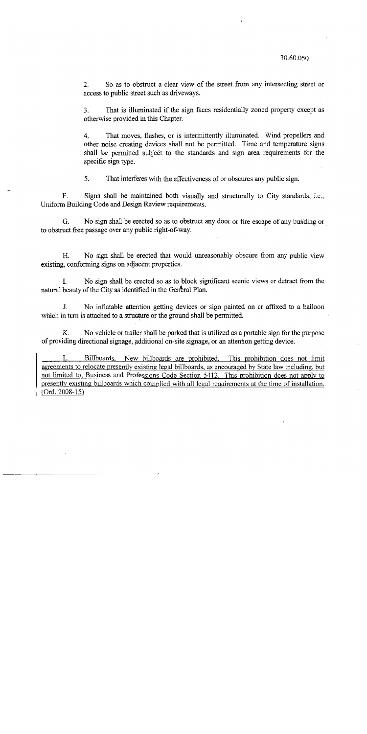2. So as to obstruct a clear view of the street from any intersecting street or access to public street such as driveways.

3. That is illuminated if the sign faces residentially zoned property except as otherwise provided in this Chapter.

4. That moves, flashes, or is intermittently illuminated. Wind propellers and other noise creating devices shall not be permitted. Time and temperature signs shall be permitted subject to the standards and sign area requirements for the specific sign type.

5. That interferes with the effectiveness of or obscures any public sign.

F. Signs shall be maintained both visually and structurally to City standards, i.e., Uniform Building Code and Design Review requirements.

G. No sign shall be erected so as to obstruct any door or fire escape of any building or to obstruct free passage over any public right-of-way.

H. No sign shall be erected that would unreasonably obscure from any public view existing, conforming signs on adjacent properties.

I. No sign shall be erected so as to block significant scenic views or detract from the natural beauty of the City as identified in the General Plan.

J. No inflatable attention getting devices or sign painted on or affixed to a balloon which in turn is attached to a structure or the ground shall be permitted.

K. No vehicle or trailer shall be parked that is utilized as a portable sign for the purpose of providing directional signage, additional on-site signage, or an attention getting device.

L. Billboards. New billboards are prohibited. This prohibition does not limit agreements to relocate presently existing legal billboards, as encouraged by State law including, but not limited to, Business and Professions Code Section 5412. This prohibition does not apply to presently existing billboards which complied with all legal requirements at the time of installation. (Ord. 2008-15)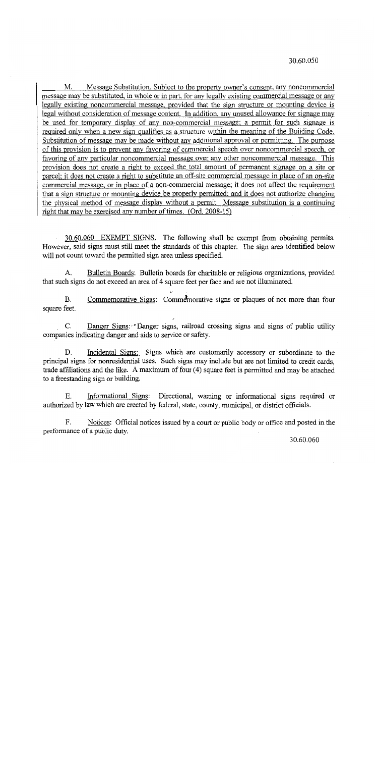M. Message Substitution. Subject to the property owner's consent, any noncommercial message may be substituted, in whole or in part, for any legally existing commercial message or any legally existing noncommercial message, provided that the sign structure or mounting device is legal without consideration of message content. In addition, any unused allowance for signage may be used for temporary display of any non-commercial message; a permit for such signage is required only when a new sign qualifies as a structure within the meaning of the Building Code. Substitution of message may be made without any additional approval or permitting. The purpose of this provision is to prevent any favoring of commercial speech over noncommercial speech, or favoring of any particular noncommercial message over any other noncommercial message. This provision does not create a right to exceed the total amount of permanent signage on a site or parcel; it does not create a right to substitute an off-site commercial message in place of an on-site commercial message, or in place of a non-commercial message; it does not affect the requirement that a sign structure or mounting device be properly permitted; and it does not authorize changing the physical method of message display without a permit. Message substitution is a continuing right that may be exercised any number of times. (Ord. 2008-15)

30.60.060 EXEMPT SIGNS. The following shall be exempt from obtaining permits. However, said signs must still meet the standards of this chapter. The sign area identified below will not count toward the permitted sign area unless specified.

A. Bulletin Boards: Bulletin boards for charitable or religious organizations, provided that such signs do not exceed an area of 4 square feet per face and are not illuminated.

B. Commemorative Signs: Commemorative signs or plaques of not more than four square feet.

C. Danger Signs: Danger signs, railroad crossing signs and signs of public utility companies indicating danger and aids to service or safety.

D. Incidental Signs: Signs which are customarily accessory or subordinate to the principal signs for nonresidential uses. Such signs may include but are not limited to credit cards, trade affiliations and the like. A maximum of four (4) square feet is permitted and may be attached to a freestanding sign or building.

E. Informational Signs: Directional, warning or informational signs required or authorized by law which are erected by federal, state, county, municipal, or district officials.

F. Notices: Official notices issued by a court or public body or office and posted in the performance of a public duty.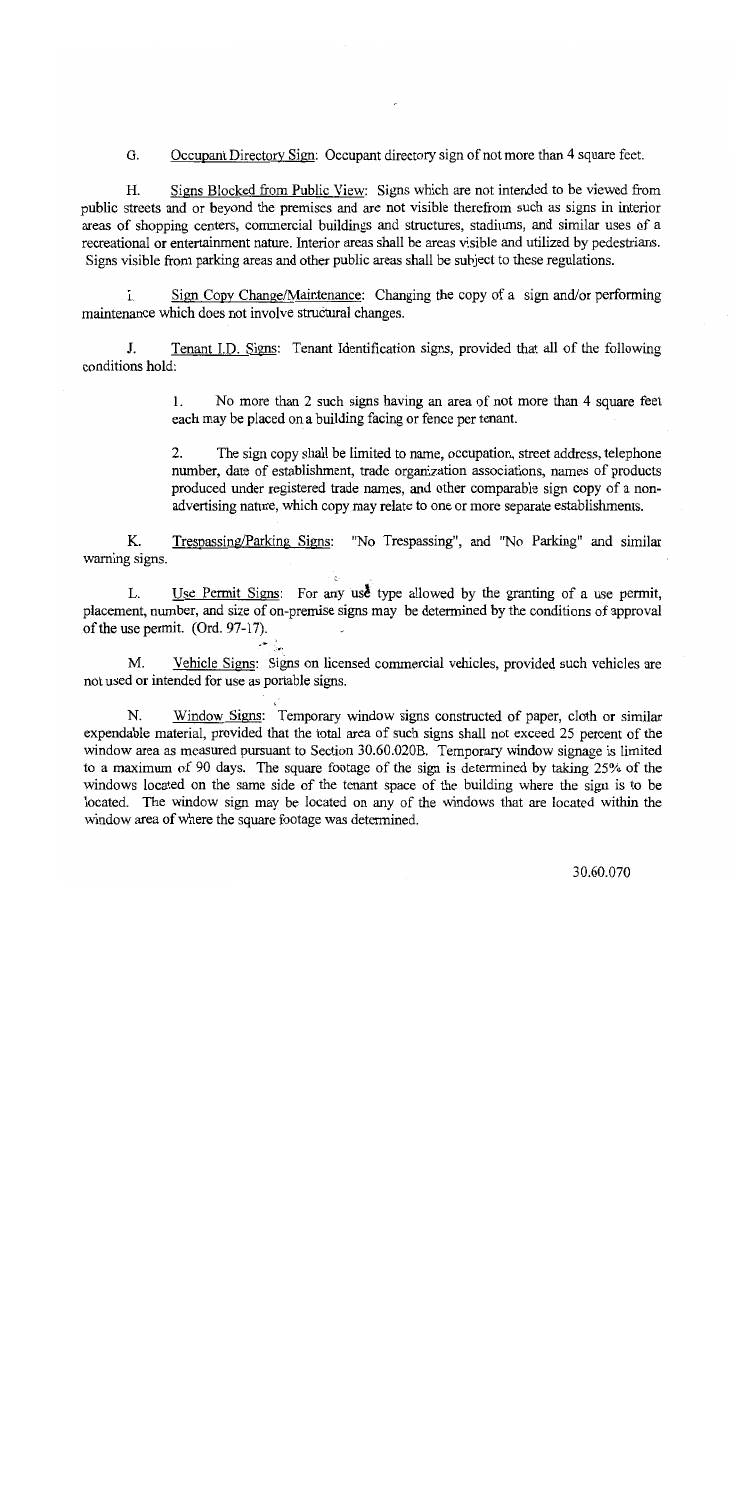G. Occupant Directory Sign: Occupant directory sign of not more than 4 square feet.

H. Signs Blocked from Public View: Signs which are not intended to be viewed from public streets and or beyond the premises and are not visible therefrom such as signs in interior areas of shopping centers, commercial buildings and structures, stadiums, and similar uses of a recreational or entertainment nature. Interior areas shall be areas visible and utilized by pedestrians. Signs visible from parking areas and other public areas shall be subject to these regulations.

I. Sign Copy Change/Maintenance: Changing the copy of a sign and/or performing maintenance which does not involve structural changes.

J. Tenant I.D. Signs: Tenant Identification signs, provided that all of the following conditions hold:

> 1. No more than 2 such signs having an area of not more than 4 square feet each may be placed on a building facing or fence per tenant.
>
> 2. The sign copy shall be limited to name, occupation, street address, telephone number, date of establishment, trade organization associations, names of products produced under registered trade names, and other comparable sign copy of a non-advertising nature, which copy may relate to one or more separate establishments.

K. Trespassing/Parking Signs: "No Trespassing", and "No Parking" and similar warning signs.

L. Use Permit Signs: For any use type allowed by the granting of a use permit, placement, number, and size of on-premise signs may be determined by the conditions of approval of the use permit. (Ord. 97-17).

M. Vehicle Signs: Signs on licensed commercial vehicles, provided such vehicles are not used or intended for use as portable signs.

N. Window Signs: Temporary window signs constructed of paper, cloth or similar expendable material, provided that the total area of such signs shall not exceed 25 percent of the window area as measured pursuant to Section 30.60.020B. Temporary window signage is limited to a maximum of 90 days. The square footage of the sign is determined by taking 25% of the windows located on the same side of the tenant space of the building where the sign is to be located. The window sign may be located on any of the windows that are located within the window area of where the square footage was determined.

30.60.070